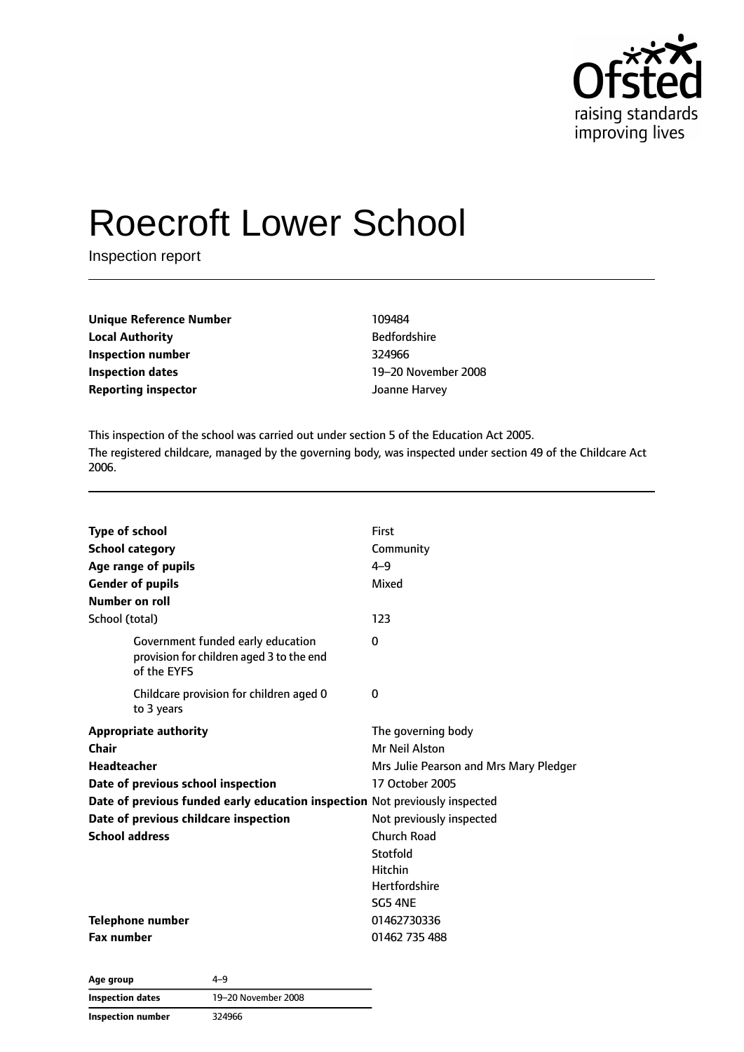# Roecroft Lower School

Inspection report

| | |
|---|---|
| **Unique Reference Number** | 109484 |
| **Local Authority** | Bedfordshire |
| **Inspection number** | 324966 |
| **Inspection dates** | 19–20 November 2008 |
| **Reporting inspector** | Joanne Harvey |

This inspection of the school was carried out under section 5 of the Education Act 2005.

The registered childcare, managed by the governing body, was inspected under section 49 of the Childcare Act 2006.

| | |
|---|---|
| **Type of school** | First |
| **School category** | Community |
| **Age range of pupils** | 4–9 |
| **Gender of pupils** | Mixed |
| **Number on roll** | |
| School (total) | 123 |
| Government funded early education provision for children aged 3 to the end of the EYFS | 0 |
| Childcare provision for children aged 0 to 3 years | 0 |
| **Appropriate authority** | The governing body |
| **Chair** | Mr Neil Alston |
| **Headteacher** | Mrs Julie Pearson and Mrs Mary Pledger |
| **Date of previous school inspection** | 17 October 2005 |
| **Date of previous funded early education inspection** | Not previously inspected |
| **Date of previous childcare inspection** | Not previously inspected |
| **School address** | Church Road<br>Stotfold<br>Hitchin<br>Hertfordshire<br>SG5 4NE |
| **Telephone number** | 01462730336 |
| **Fax number** | 01462 735 488 |

| | |
|---|---|
| **Age group** | 4–9 |
| **Inspection dates** | 19–20 November 2008 |
| **Inspection number** | 324966 |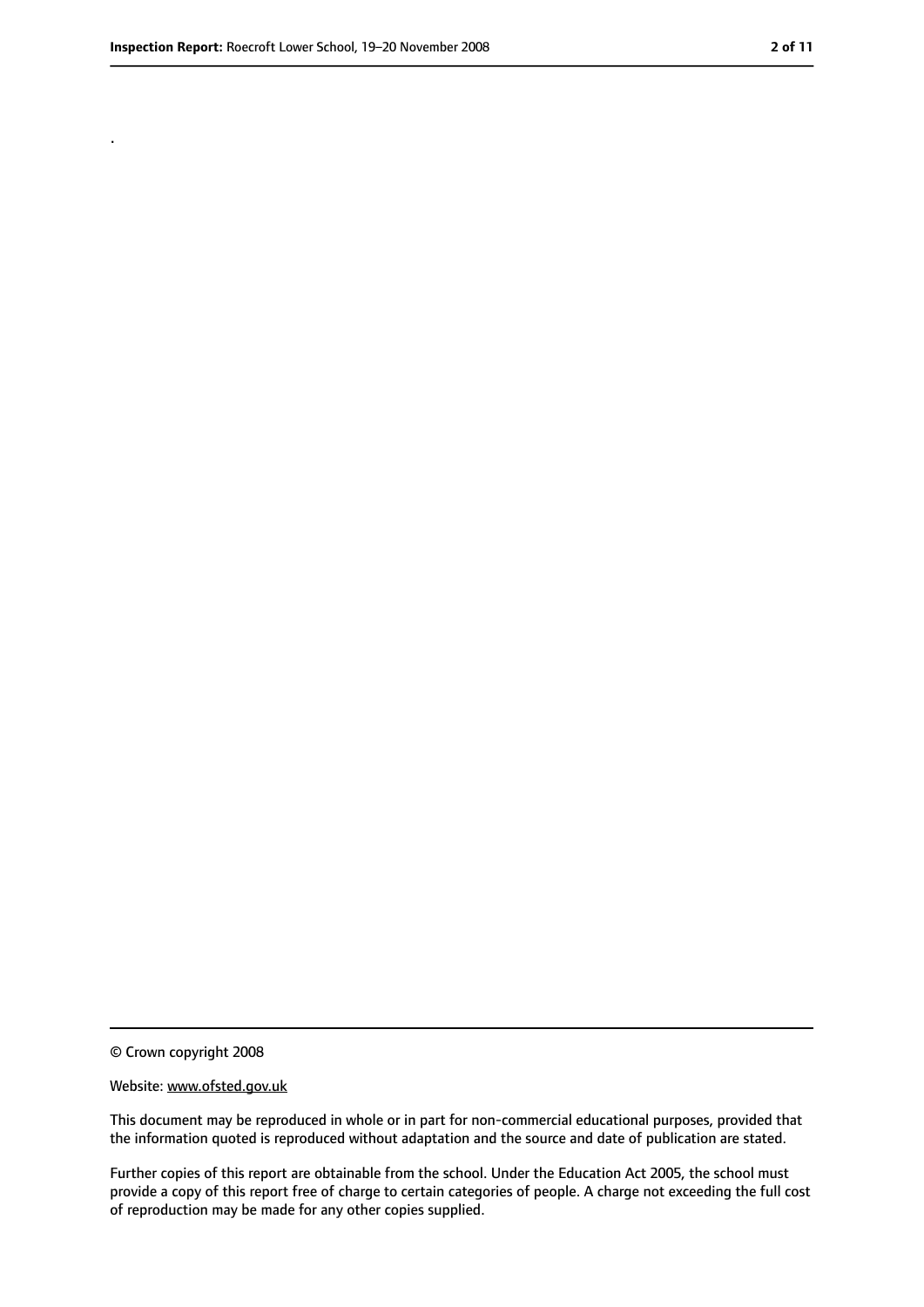.

© Crown copyright 2008

Website: www.ofsted.gov.uk

This document may be reproduced in whole or in part for non-commercial educational purposes, provided that the information quoted is reproduced without adaptation and the source and date of publication are stated.

Further copies of this report are obtainable from the school. Under the Education Act 2005, the school must provide a copy of this report free of charge to certain categories of people. A charge not exceeding the full cost of reproduction may be made for any other copies supplied.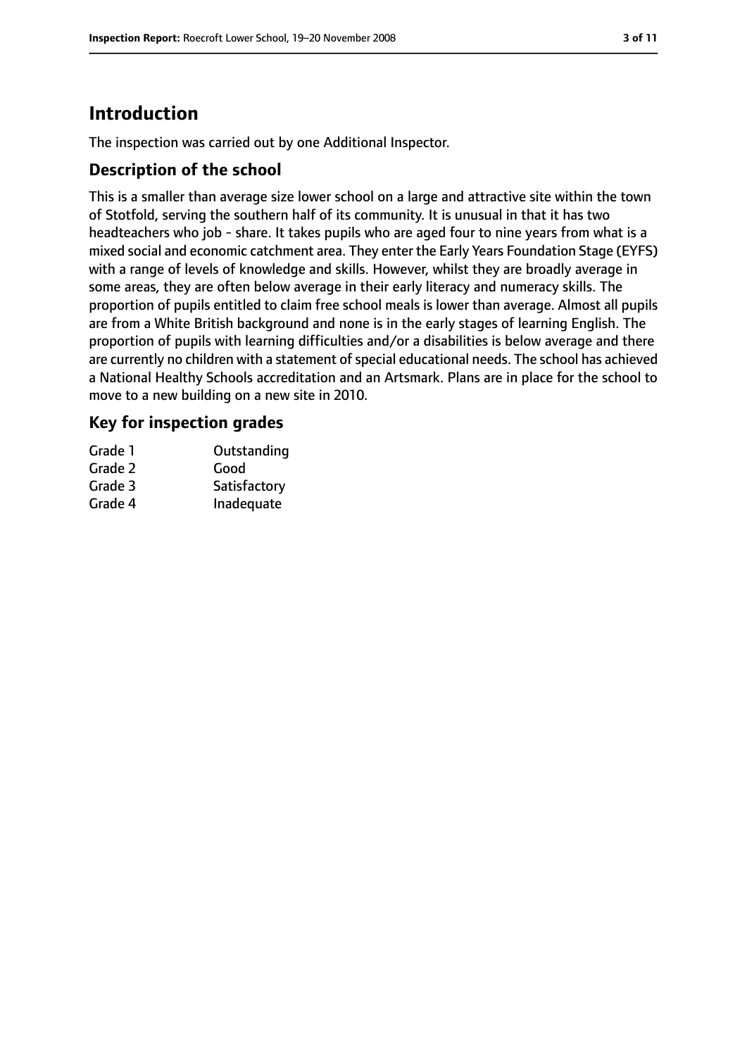# Introduction

The inspection was carried out by one Additional Inspector.

## Description of the school

This is a smaller than average size lower school on a large and attractive site within the town of Stotfold, serving the southern half of its community. It is unusual in that it has two headteachers who job - share. It takes pupils who are aged four to nine years from what is a mixed social and economic catchment area. They enter the Early Years Foundation Stage (EYFS) with a range of levels of knowledge and skills. However, whilst they are broadly average in some areas, they are often below average in their early literacy and numeracy skills. The proportion of pupils entitled to claim free school meals is lower than average. Almost all pupils are from a White British background and none is in the early stages of learning English. The proportion of pupils with learning difficulties and/or a disabilities is below average and there are currently no children with a statement of special educational needs. The school has achieved a National Healthy Schools accreditation and an Artsmark. Plans are in place for the school to move to a new building on a new site in 2010.

## Key for inspection grades

| | |
|---|---|
| Grade 1 | Outstanding |
| Grade 2 | Good |
| Grade 3 | Satisfactory |
| Grade 4 | Inadequate |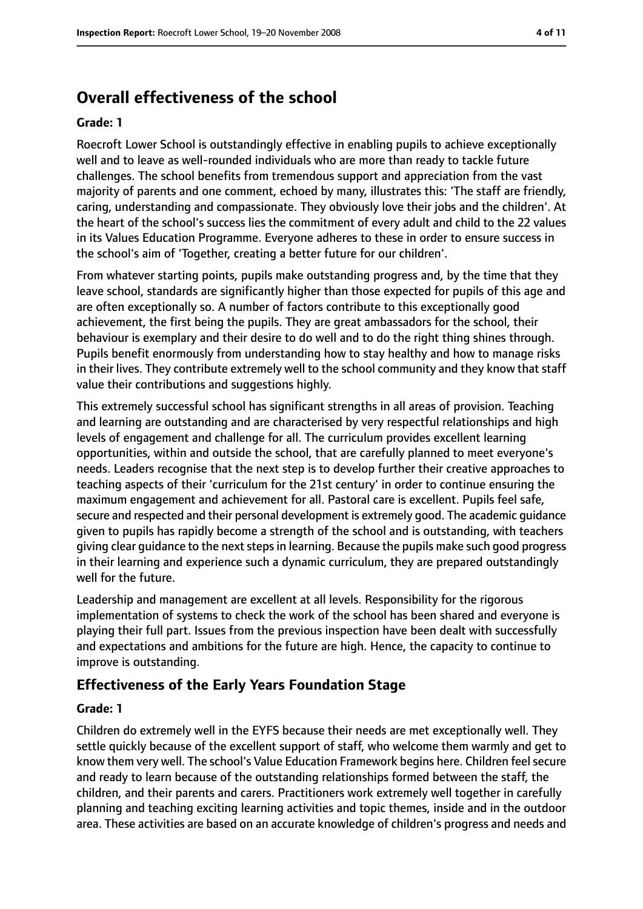## Overall effectiveness of the school

**Grade: 1**

Roecroft Lower School is outstandingly effective in enabling pupils to achieve exceptionally well and to leave as well-rounded individuals who are more than ready to tackle future challenges. The school benefits from tremendous support and appreciation from the vast majority of parents and one comment, echoed by many, illustrates this: 'The staff are friendly, caring, understanding and compassionate. They obviously love their jobs and the children'. At the heart of the school's success lies the commitment of every adult and child to the 22 values in its Values Education Programme. Everyone adheres to these in order to ensure success in the school's aim of 'Together, creating a better future for our children'.

From whatever starting points, pupils make outstanding progress and, by the time that they leave school, standards are significantly higher than those expected for pupils of this age and are often exceptionally so. A number of factors contribute to this exceptionally good achievement, the first being the pupils. They are great ambassadors for the school, their behaviour is exemplary and their desire to do well and to do the right thing shines through. Pupils benefit enormously from understanding how to stay healthy and how to manage risks in their lives. They contribute extremely well to the school community and they know that staff value their contributions and suggestions highly.

This extremely successful school has significant strengths in all areas of provision. Teaching and learning are outstanding and are characterised by very respectful relationships and high levels of engagement and challenge for all. The curriculum provides excellent learning opportunities, within and outside the school, that are carefully planned to meet everyone's needs. Leaders recognise that the next step is to develop further their creative approaches to teaching aspects of their 'curriculum for the 21st century' in order to continue ensuring the maximum engagement and achievement for all. Pastoral care is excellent. Pupils feel safe, secure and respected and their personal development is extremely good. The academic guidance given to pupils has rapidly become a strength of the school and is outstanding, with teachers giving clear guidance to the next steps in learning. Because the pupils make such good progress in their learning and experience such a dynamic curriculum, they are prepared outstandingly well for the future.

Leadership and management are excellent at all levels. Responsibility for the rigorous implementation of systems to check the work of the school has been shared and everyone is playing their full part. Issues from the previous inspection have been dealt with successfully and expectations and ambitions for the future are high. Hence, the capacity to continue to improve is outstanding.

### Effectiveness of the Early Years Foundation Stage

**Grade: 1**

Children do extremely well in the EYFS because their needs are met exceptionally well. They settle quickly because of the excellent support of staff, who welcome them warmly and get to know them very well. The school's Value Education Framework begins here. Children feel secure and ready to learn because of the outstanding relationships formed between the staff, the children, and their parents and carers. Practitioners work extremely well together in carefully planning and teaching exciting learning activities and topic themes, inside and in the outdoor area. These activities are based on an accurate knowledge of children's progress and needs and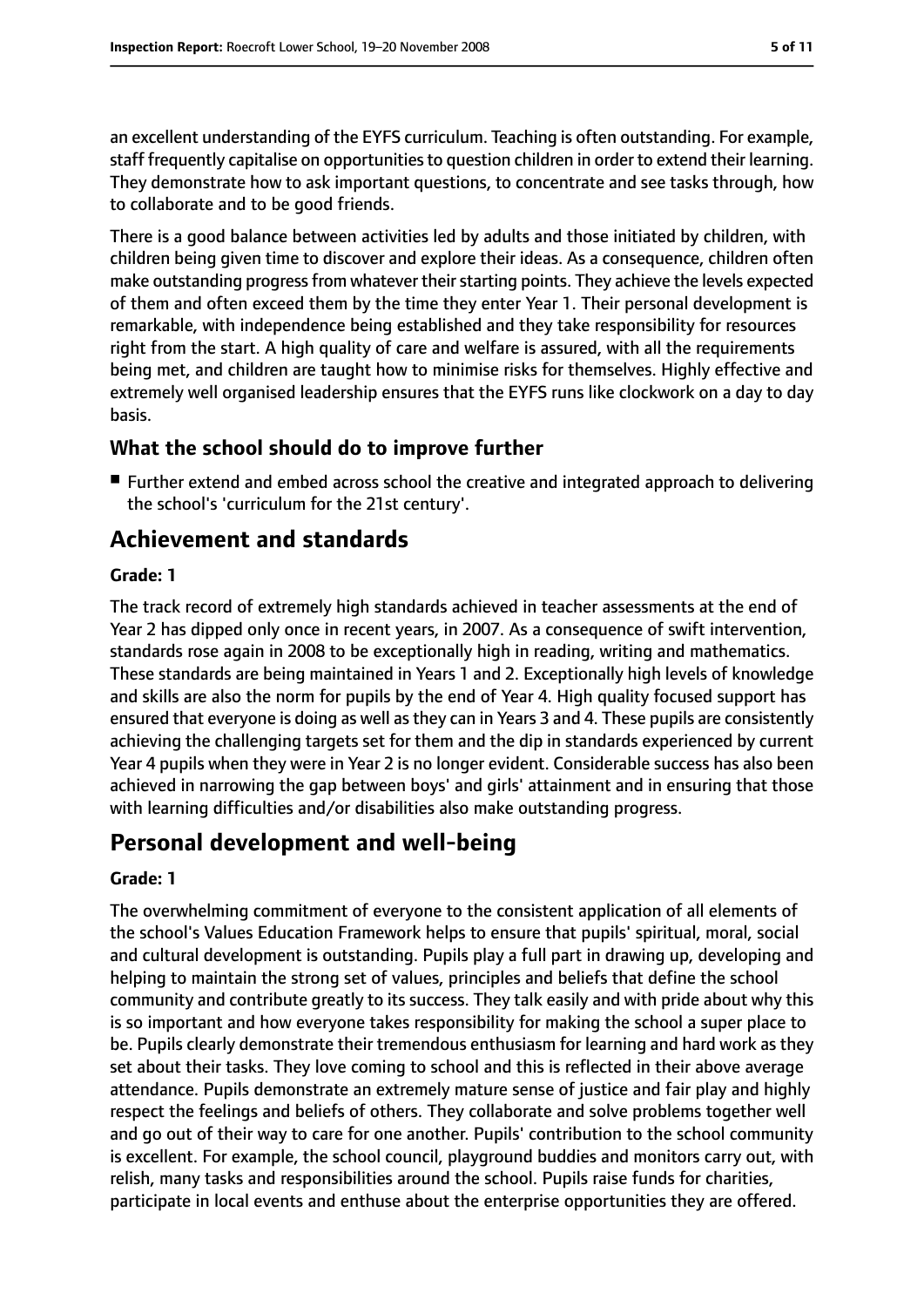an excellent understanding of the EYFS curriculum. Teaching is often outstanding. For example, staff frequently capitalise on opportunities to question children in order to extend their learning. They demonstrate how to ask important questions, to concentrate and see tasks through, how to collaborate and to be good friends.

There is a good balance between activities led by adults and those initiated by children, with children being given time to discover and explore their ideas. As a consequence, children often make outstanding progress from whatever their starting points. They achieve the levels expected of them and often exceed them by the time they enter Year 1. Their personal development is remarkable, with independence being established and they take responsibility for resources right from the start. A high quality of care and welfare is assured, with all the requirements being met, and children are taught how to minimise risks for themselves. Highly effective and extremely well organised leadership ensures that the EYFS runs like clockwork on a day to day basis.

### What the school should do to improve further

- Further extend and embed across school the creative and integrated approach to delivering the school's 'curriculum for the 21st century'.

## Achievement and standards

**Grade: 1**

The track record of extremely high standards achieved in teacher assessments at the end of Year 2 has dipped only once in recent years, in 2007. As a consequence of swift intervention, standards rose again in 2008 to be exceptionally high in reading, writing and mathematics. These standards are being maintained in Years 1 and 2. Exceptionally high levels of knowledge and skills are also the norm for pupils by the end of Year 4. High quality focused support has ensured that everyone is doing as well as they can in Years 3 and 4. These pupils are consistently achieving the challenging targets set for them and the dip in standards experienced by current Year 4 pupils when they were in Year 2 is no longer evident. Considerable success has also been achieved in narrowing the gap between boys' and girls' attainment and in ensuring that those with learning difficulties and/or disabilities also make outstanding progress.

## Personal development and well-being

**Grade: 1**

The overwhelming commitment of everyone to the consistent application of all elements of the school's Values Education Framework helps to ensure that pupils' spiritual, moral, social and cultural development is outstanding. Pupils play a full part in drawing up, developing and helping to maintain the strong set of values, principles and beliefs that define the school community and contribute greatly to its success. They talk easily and with pride about why this is so important and how everyone takes responsibility for making the school a super place to be. Pupils clearly demonstrate their tremendous enthusiasm for learning and hard work as they set about their tasks. They love coming to school and this is reflected in their above average attendance. Pupils demonstrate an extremely mature sense of justice and fair play and highly respect the feelings and beliefs of others. They collaborate and solve problems together well and go out of their way to care for one another. Pupils' contribution to the school community is excellent. For example, the school council, playground buddies and monitors carry out, with relish, many tasks and responsibilities around the school. Pupils raise funds for charities, participate in local events and enthuse about the enterprise opportunities they are offered.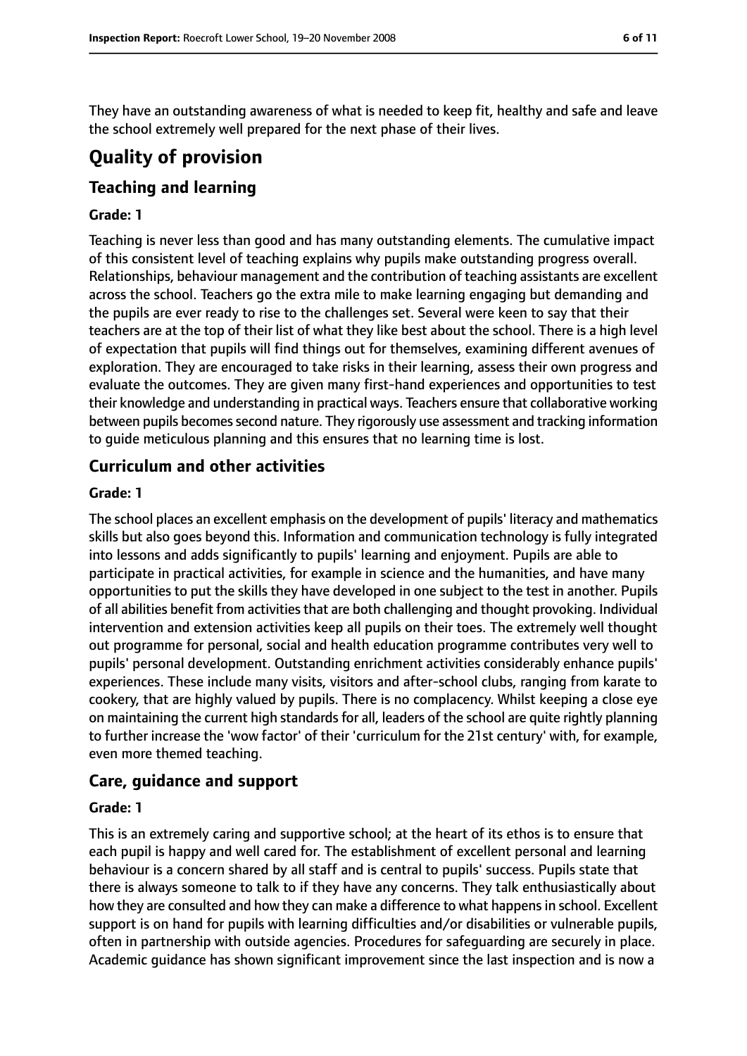They have an outstanding awareness of what is needed to keep fit, healthy and safe and leave the school extremely well prepared for the next phase of their lives.

# Quality of provision

## Teaching and learning

### Grade: 1

Teaching is never less than good and has many outstanding elements. The cumulative impact of this consistent level of teaching explains why pupils make outstanding progress overall. Relationships, behaviour management and the contribution of teaching assistants are excellent across the school. Teachers go the extra mile to make learning engaging but demanding and the pupils are ever ready to rise to the challenges set. Several were keen to say that their teachers are at the top of their list of what they like best about the school. There is a high level of expectation that pupils will find things out for themselves, examining different avenues of exploration. They are encouraged to take risks in their learning, assess their own progress and evaluate the outcomes. They are given many first-hand experiences and opportunities to test their knowledge and understanding in practical ways. Teachers ensure that collaborative working between pupils becomes second nature. They rigorously use assessment and tracking information to guide meticulous planning and this ensures that no learning time is lost.

## Curriculum and other activities

### Grade: 1

The school places an excellent emphasis on the development of pupils' literacy and mathematics skills but also goes beyond this. Information and communication technology is fully integrated into lessons and adds significantly to pupils' learning and enjoyment. Pupils are able to participate in practical activities, for example in science and the humanities, and have many opportunities to put the skills they have developed in one subject to the test in another. Pupils of all abilities benefit from activities that are both challenging and thought provoking. Individual intervention and extension activities keep all pupils on their toes. The extremely well thought out programme for personal, social and health education programme contributes very well to pupils' personal development. Outstanding enrichment activities considerably enhance pupils' experiences. These include many visits, visitors and after-school clubs, ranging from karate to cookery, that are highly valued by pupils. There is no complacency. Whilst keeping a close eye on maintaining the current high standards for all, leaders of the school are quite rightly planning to further increase the 'wow factor' of their 'curriculum for the 21st century' with, for example, even more themed teaching.

## Care, guidance and support

### Grade: 1

This is an extremely caring and supportive school; at the heart of its ethos is to ensure that each pupil is happy and well cared for. The establishment of excellent personal and learning behaviour is a concern shared by all staff and is central to pupils' success. Pupils state that there is always someone to talk to if they have any concerns. They talk enthusiastically about how they are consulted and how they can make a difference to what happens in school. Excellent support is on hand for pupils with learning difficulties and/or disabilities or vulnerable pupils, often in partnership with outside agencies. Procedures for safeguarding are securely in place. Academic guidance has shown significant improvement since the last inspection and is now a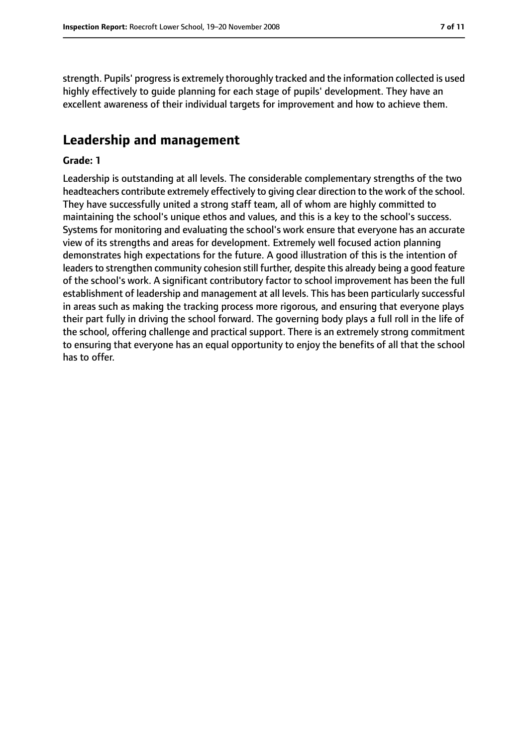strength. Pupils' progress is extremely thoroughly tracked and the information collected is used highly effectively to guide planning for each stage of pupils' development. They have an excellent awareness of their individual targets for improvement and how to achieve them.

## Leadership and management

**Grade: 1**

Leadership is outstanding at all levels. The considerable complementary strengths of the two headteachers contribute extremely effectively to giving clear direction to the work of the school. They have successfully united a strong staff team, all of whom are highly committed to maintaining the school's unique ethos and values, and this is a key to the school's success. Systems for monitoring and evaluating the school's work ensure that everyone has an accurate view of its strengths and areas for development. Extremely well focused action planning demonstrates high expectations for the future. A good illustration of this is the intention of leaders to strengthen community cohesion still further, despite this already being a good feature of the school's work. A significant contributory factor to school improvement has been the full establishment of leadership and management at all levels. This has been particularly successful in areas such as making the tracking process more rigorous, and ensuring that everyone plays their part fully in driving the school forward. The governing body plays a full roll in the life of the school, offering challenge and practical support. There is an extremely strong commitment to ensuring that everyone has an equal opportunity to enjoy the benefits of all that the school has to offer.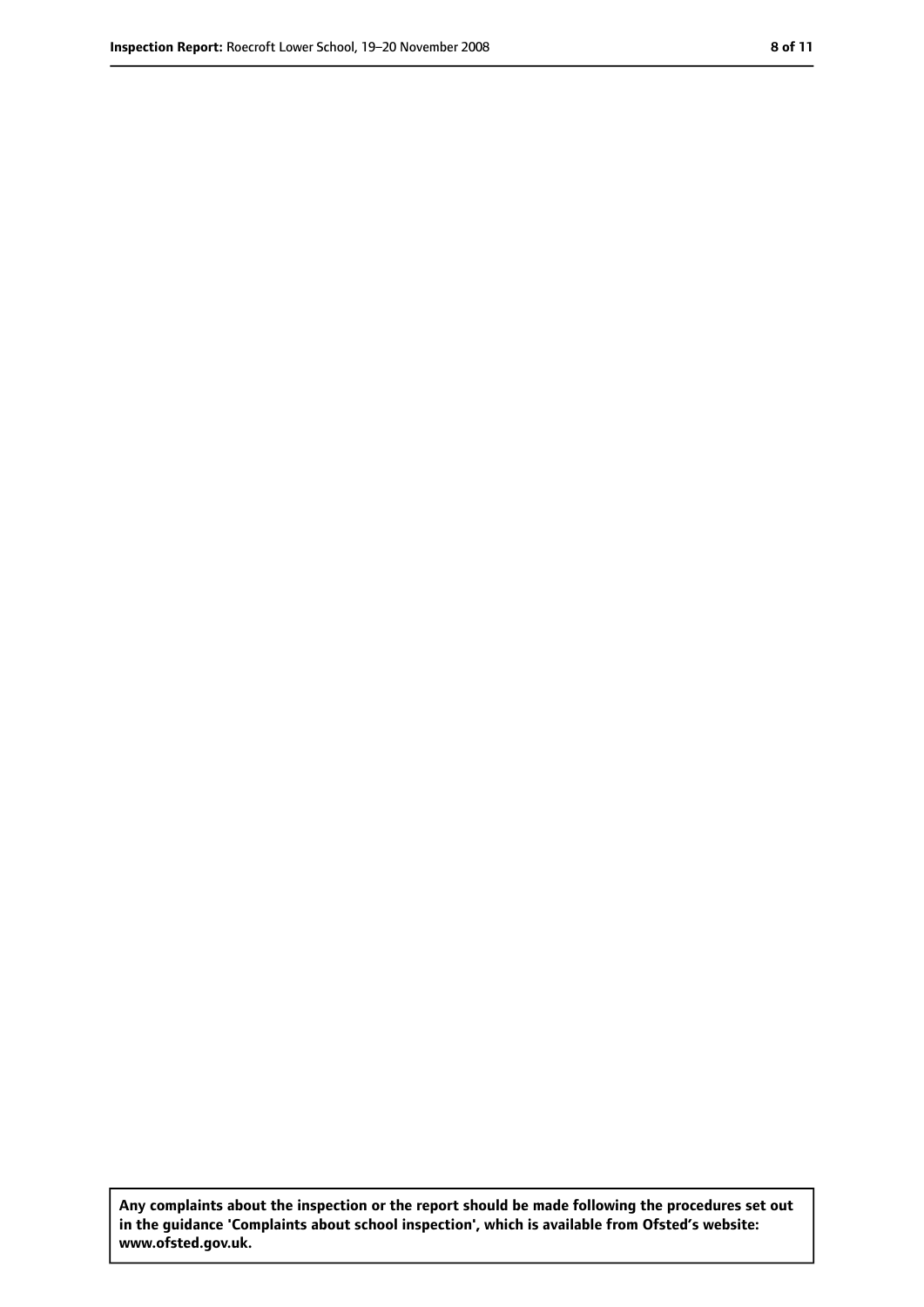**Any complaints about the inspection or the report should be made following the procedures set out in the guidance 'Complaints about school inspection', which is available from Ofsted's website: www.ofsted.gov.uk.**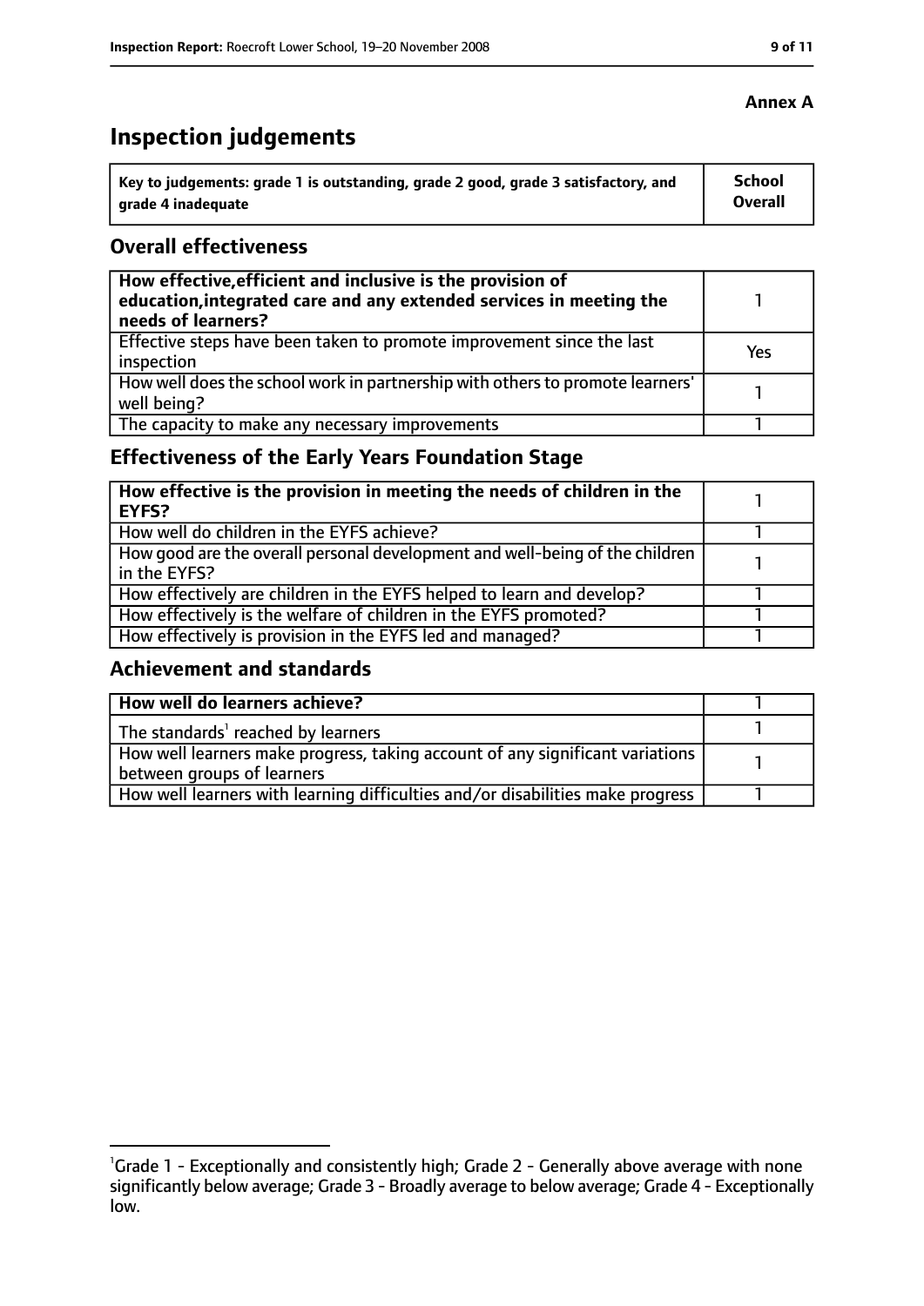**Annex A**

# Inspection judgements

| Key to judgements: grade 1 is outstanding, grade 2 good, grade 3 satisfactory, and grade 4 inadequate | School Overall |
|---|---|

## Overall effectiveness

| | |
|---|---|
| **How effective, efficient and inclusive is the provision of education, integrated care and any extended services in meeting the needs of learners?** | 1 |
| Effective steps have been taken to promote improvement since the last inspection | Yes |
| How well does the school work in partnership with others to promote learners' well being? | 1 |
| The capacity to make any necessary improvements | 1 |

## Effectiveness of the Early Years Foundation Stage

| | |
|---|---|
| **How effective is the provision in meeting the needs of children in the EYFS?** | 1 |
| How well do children in the EYFS achieve? | 1 |
| How good are the overall personal development and well-being of the children in the EYFS? | 1 |
| How effectively are children in the EYFS helped to learn and develop? | 1 |
| How effectively is the welfare of children in the EYFS promoted? | 1 |
| How effectively is provision in the EYFS led and managed? | 1 |

## Achievement and standards

| | |
|---|---|
| **How well do learners achieve?** | 1 |
| The standards[1] reached by learners | 1 |
| How well learners make progress, taking account of any significant variations between groups of learners | 1 |
| How well learners with learning difficulties and/or disabilities make progress | 1 |

[1] Grade 1 - Exceptionally and consistently high; Grade 2 - Generally above average with none significantly below average; Grade 3 - Broadly average to below average; Grade 4 - Exceptionally low.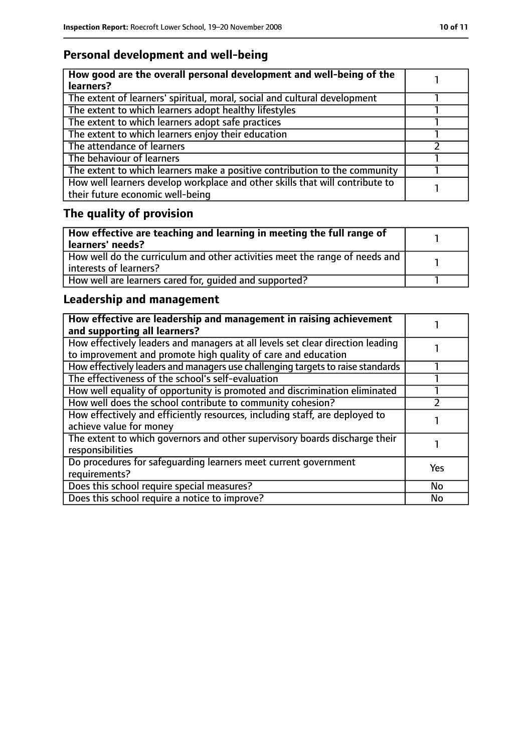## Personal development and well-being

| How good are the overall personal development and well-being of the learners? | 1 |
|---|---|
| The extent of learners' spiritual, moral, social and cultural development | 1 |
| The extent to which learners adopt healthy lifestyles | 1 |
| The extent to which learners adopt safe practices | 1 |
| The extent to which learners enjoy their education | 1 |
| The attendance of learners | 2 |
| The behaviour of learners | 1 |
| The extent to which learners make a positive contribution to the community | 1 |
| How well learners develop workplace and other skills that will contribute to their future economic well-being | 1 |

## The quality of provision

| How effective are teaching and learning in meeting the full range of learners' needs? | 1 |
|---|---|
| How well do the curriculum and other activities meet the range of needs and interests of learners? | 1 |
| How well are learners cared for, guided and supported? | 1 |

## Leadership and management

| How effective are leadership and management in raising achievement and supporting all learners? | 1 |
|---|---|
| How effectively leaders and managers at all levels set clear direction leading to improvement and promote high quality of care and education | 1 |
| How effectively leaders and managers use challenging targets to raise standards | 1 |
| The effectiveness of the school's self-evaluation | 1 |
| How well equality of opportunity is promoted and discrimination eliminated | 1 |
| How well does the school contribute to community cohesion? | 2 |
| How effectively and efficiently resources, including staff, are deployed to achieve value for money | 1 |
| The extent to which governors and other supervisory boards discharge their responsibilities | 1 |
| Do procedures for safeguarding learners meet current government requirements? | Yes |
| Does this school require special measures? | No |
| Does this school require a notice to improve? | No |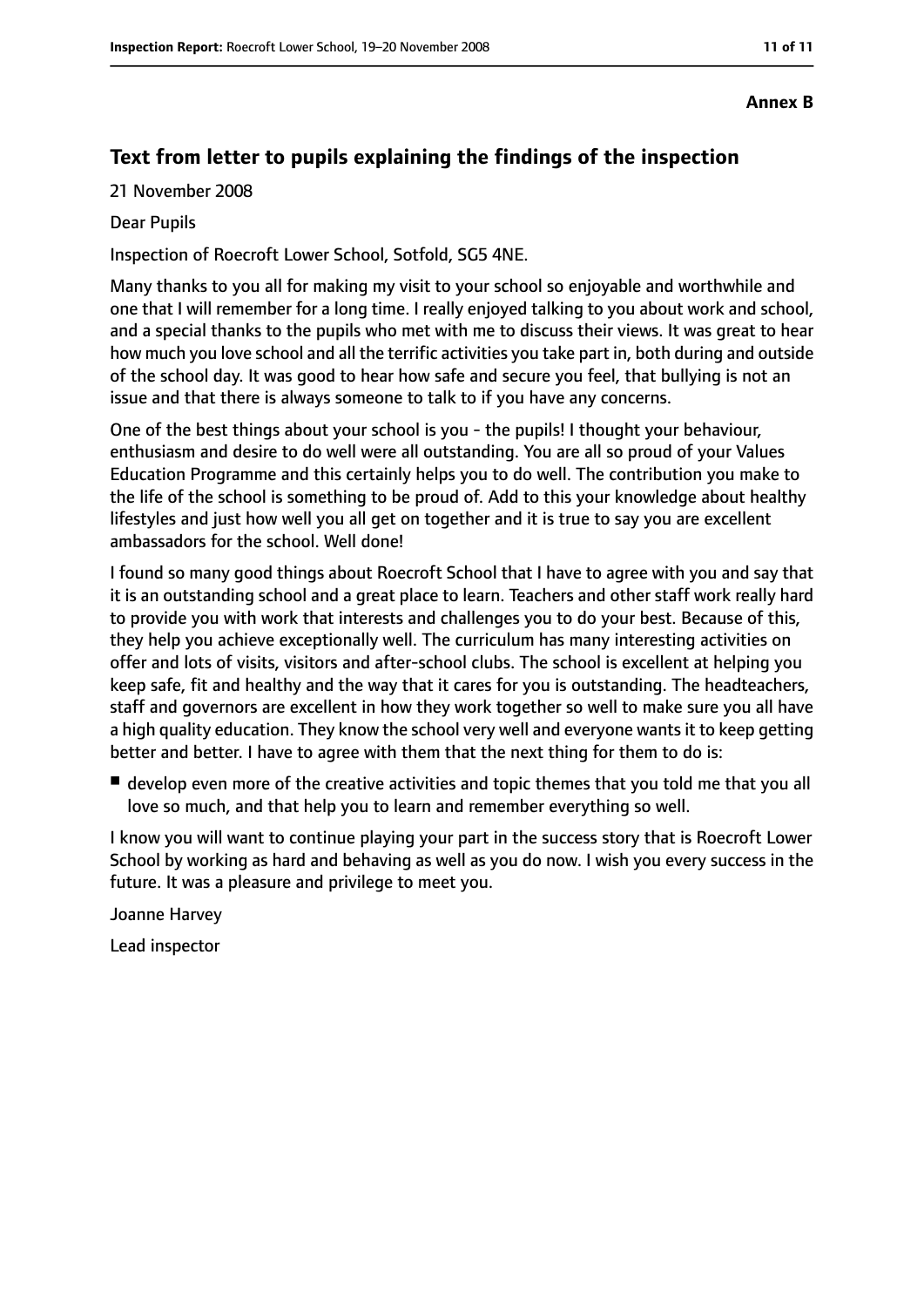**Annex B**

## Text from letter to pupils explaining the findings of the inspection

21 November 2008

Dear Pupils

Inspection of Roecroft Lower School, Sotfold, SG5 4NE.

Many thanks to you all for making my visit to your school so enjoyable and worthwhile and one that I will remember for a long time. I really enjoyed talking to you about work and school, and a special thanks to the pupils who met with me to discuss their views. It was great to hear how much you love school and all the terrific activities you take part in, both during and outside of the school day. It was good to hear how safe and secure you feel, that bullying is not an issue and that there is always someone to talk to if you have any concerns.

One of the best things about your school is you - the pupils! I thought your behaviour, enthusiasm and desire to do well were all outstanding. You are all so proud of your Values Education Programme and this certainly helps you to do well. The contribution you make to the life of the school is something to be proud of. Add to this your knowledge about healthy lifestyles and just how well you all get on together and it is true to say you are excellent ambassadors for the school. Well done!

I found so many good things about Roecroft School that I have to agree with you and say that it is an outstanding school and a great place to learn. Teachers and other staff work really hard to provide you with work that interests and challenges you to do your best. Because of this, they help you achieve exceptionally well. The curriculum has many interesting activities on offer and lots of visits, visitors and after-school clubs. The school is excellent at helping you keep safe, fit and healthy and the way that it cares for you is outstanding. The headteachers, staff and governors are excellent in how they work together so well to make sure you all have a high quality education. They know the school very well and everyone wants it to keep getting better and better. I have to agree with them that the next thing for them to do is:

- develop even more of the creative activities and topic themes that you told me that you all love so much, and that help you to learn and remember everything so well.

I know you will want to continue playing your part in the success story that is Roecroft Lower School by working as hard and behaving as well as you do now. I wish you every success in the future. It was a pleasure and privilege to meet you.

Joanne Harvey

Lead inspector